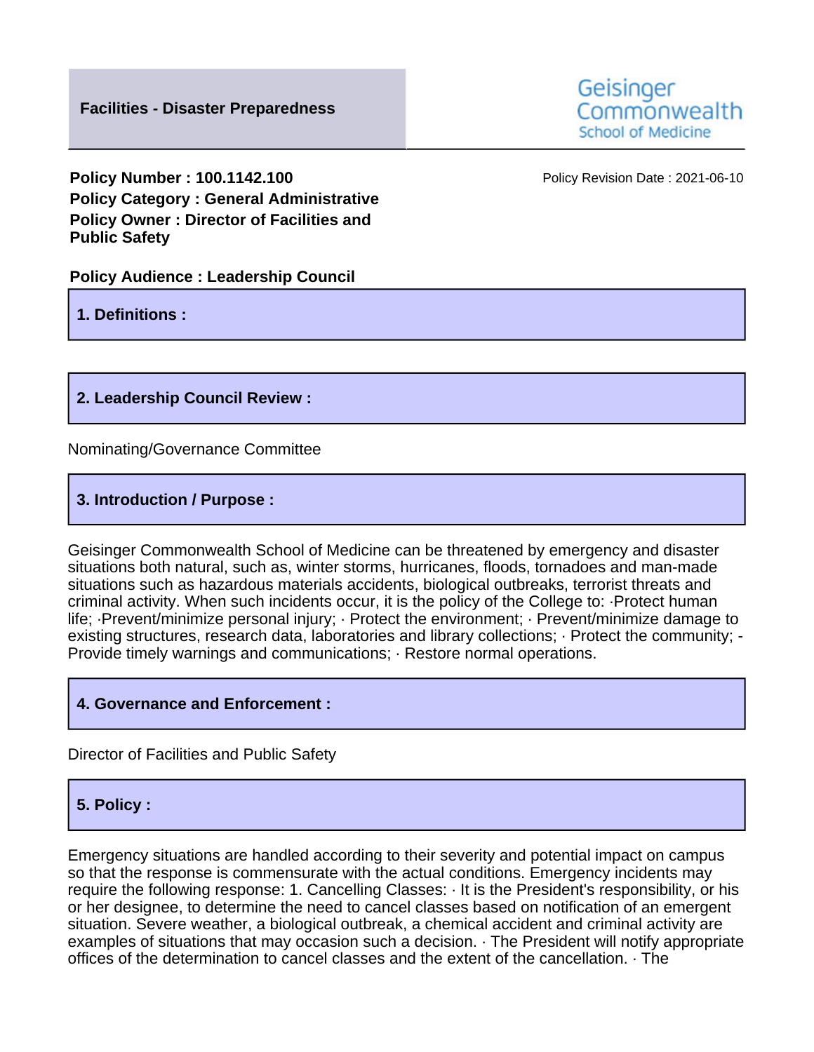# Facilities - Disaster Preparedness

Geisinger Commonwealth School of Medicine

**Policy Number : 100.1142.100**
**Policy Category : General Administrative**
**Policy Owner : Director of Facilities and Public Safety**

Policy Revision Date : 2021-06-10

**Policy Audience : Leadership Council**

## 1. Definitions :

## 2. Leadership Council Review :

Nominating/Governance Committee

## 3. Introduction / Purpose :

Geisinger Commonwealth School of Medicine can be threatened by emergency and disaster situations both natural, such as, winter storms, hurricanes, floods, tornadoes and man-made situations such as hazardous materials accidents, biological outbreaks, terrorist threats and criminal activity. When such incidents occur, it is the policy of the College to: ·Protect human life; ·Prevent/minimize personal injury; · Protect the environment; · Prevent/minimize damage to existing structures, research data, laboratories and library collections; · Protect the community; -Provide timely warnings and communications; · Restore normal operations.

## 4. Governance and Enforcement :

Director of Facilities and Public Safety

## 5. Policy :

Emergency situations are handled according to their severity and potential impact on campus so that the response is commensurate with the actual conditions. Emergency incidents may require the following response: 1. Cancelling Classes: · It is the President's responsibility, or his or her designee, to determine the need to cancel classes based on notification of an emergent situation. Severe weather, a biological outbreak, a chemical accident and criminal activity are examples of situations that may occasion such a decision. · The President will notify appropriate offices of the determination to cancel classes and the extent of the cancellation. · The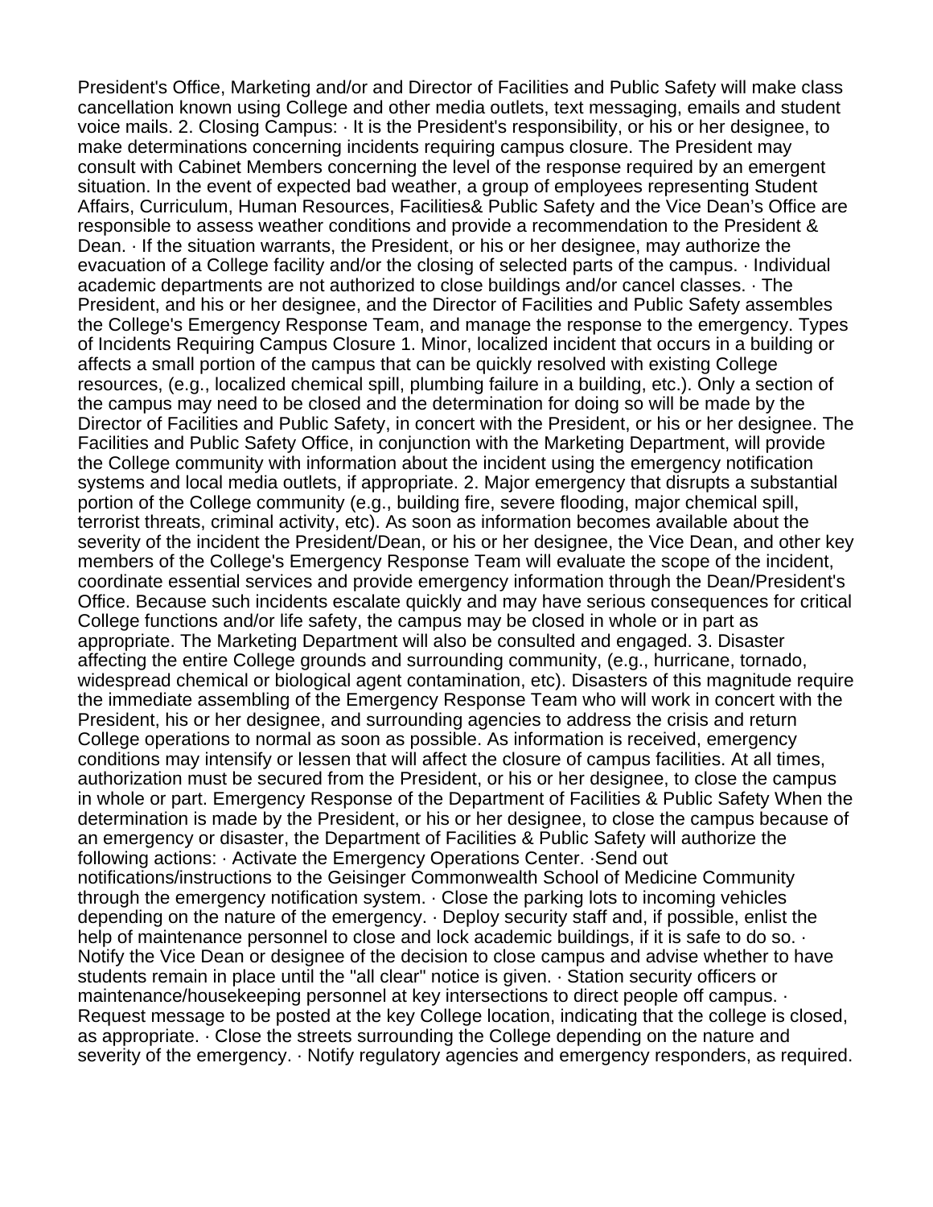President's Office, Marketing and/or and Director of Facilities and Public Safety will make class cancellation known using College and other media outlets, text messaging, emails and student voice mails. 2. Closing Campus: · It is the President's responsibility, or his or her designee, to make determinations concerning incidents requiring campus closure. The President may consult with Cabinet Members concerning the level of the response required by an emergent situation. In the event of expected bad weather, a group of employees representing Student Affairs, Curriculum, Human Resources, Facilities& Public Safety and the Vice Dean's Office are responsible to assess weather conditions and provide a recommendation to the President & Dean. · If the situation warrants, the President, or his or her designee, may authorize the evacuation of a College facility and/or the closing of selected parts of the campus. · Individual academic departments are not authorized to close buildings and/or cancel classes. · The President, and his or her designee, and the Director of Facilities and Public Safety assembles the College's Emergency Response Team, and manage the response to the emergency. Types of Incidents Requiring Campus Closure 1. Minor, localized incident that occurs in a building or affects a small portion of the campus that can be quickly resolved with existing College resources, (e.g., localized chemical spill, plumbing failure in a building, etc.). Only a section of the campus may need to be closed and the determination for doing so will be made by the Director of Facilities and Public Safety, in concert with the President, or his or her designee. The Facilities and Public Safety Office, in conjunction with the Marketing Department, will provide the College community with information about the incident using the emergency notification systems and local media outlets, if appropriate. 2. Major emergency that disrupts a substantial portion of the College community (e.g., building fire, severe flooding, major chemical spill, terrorist threats, criminal activity, etc). As soon as information becomes available about the severity of the incident the President/Dean, or his or her designee, the Vice Dean, and other key members of the College's Emergency Response Team will evaluate the scope of the incident, coordinate essential services and provide emergency information through the Dean/President's Office. Because such incidents escalate quickly and may have serious consequences for critical College functions and/or life safety, the campus may be closed in whole or in part as appropriate. The Marketing Department will also be consulted and engaged. 3. Disaster affecting the entire College grounds and surrounding community, (e.g., hurricane, tornado, widespread chemical or biological agent contamination, etc). Disasters of this magnitude require the immediate assembling of the Emergency Response Team who will work in concert with the President, his or her designee, and surrounding agencies to address the crisis and return College operations to normal as soon as possible. As information is received, emergency conditions may intensify or lessen that will affect the closure of campus facilities. At all times, authorization must be secured from the President, or his or her designee, to close the campus in whole or part. Emergency Response of the Department of Facilities & Public Safety When the determination is made by the President, or his or her designee, to close the campus because of an emergency or disaster, the Department of Facilities & Public Safety will authorize the following actions: · Activate the Emergency Operations Center. ·Send out notifications/instructions to the Geisinger Commonwealth School of Medicine Community through the emergency notification system. · Close the parking lots to incoming vehicles depending on the nature of the emergency. · Deploy security staff and, if possible, enlist the help of maintenance personnel to close and lock academic buildings, if it is safe to do so. · Notify the Vice Dean or designee of the decision to close campus and advise whether to have students remain in place until the "all clear" notice is given. · Station security officers or maintenance/housekeeping personnel at key intersections to direct people off campus. · Request message to be posted at the key College location, indicating that the college is closed, as appropriate. · Close the streets surrounding the College depending on the nature and severity of the emergency. · Notify regulatory agencies and emergency responders, as required.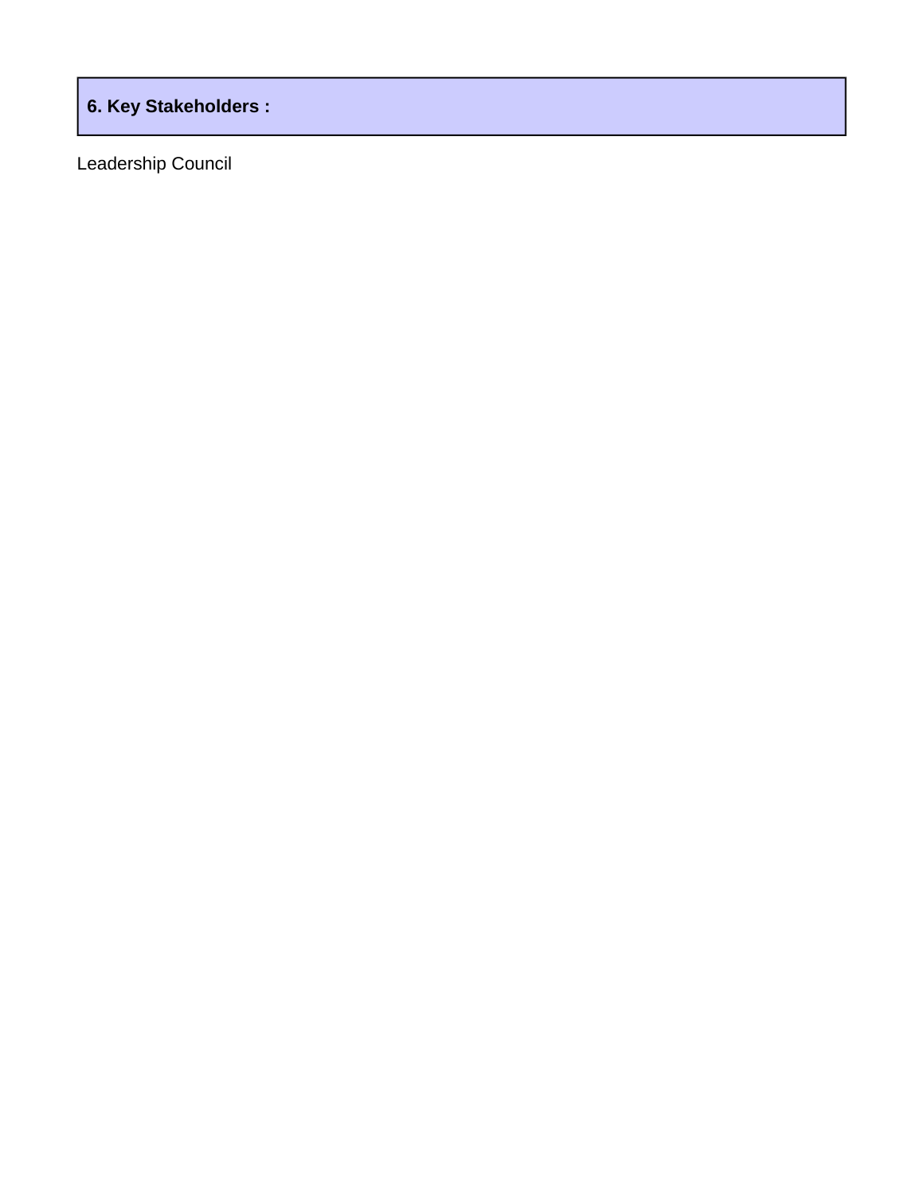## 6. Key Stakeholders :

Leadership Council